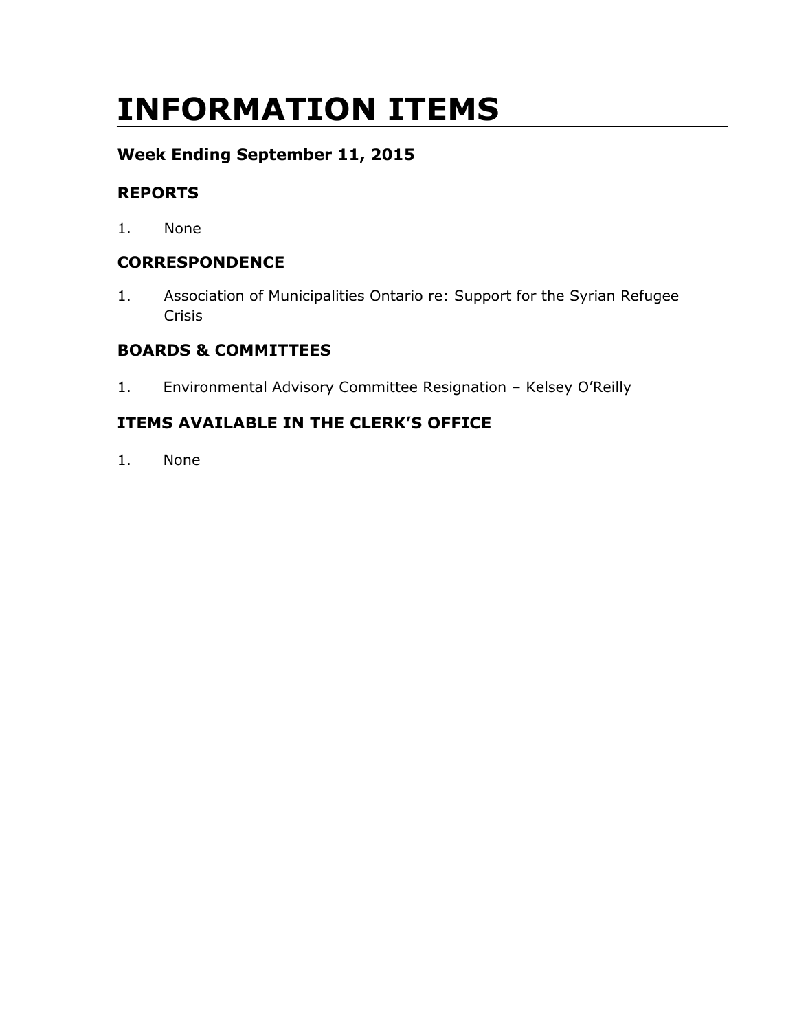# INFORMATION ITEMS

### Week Ending September 11, 2015

### REPORTS

1. None

### CORRESPONDENCE

1. Association of Municipalities Ontario re: Support for the Syrian Refugee Crisis

### BOARDS & COMMITTEES

1. Environmental Advisory Committee Resignation – Kelsey O'Reilly

### ITEMS AVAILABLE IN THE CLERK'S OFFICE

1. None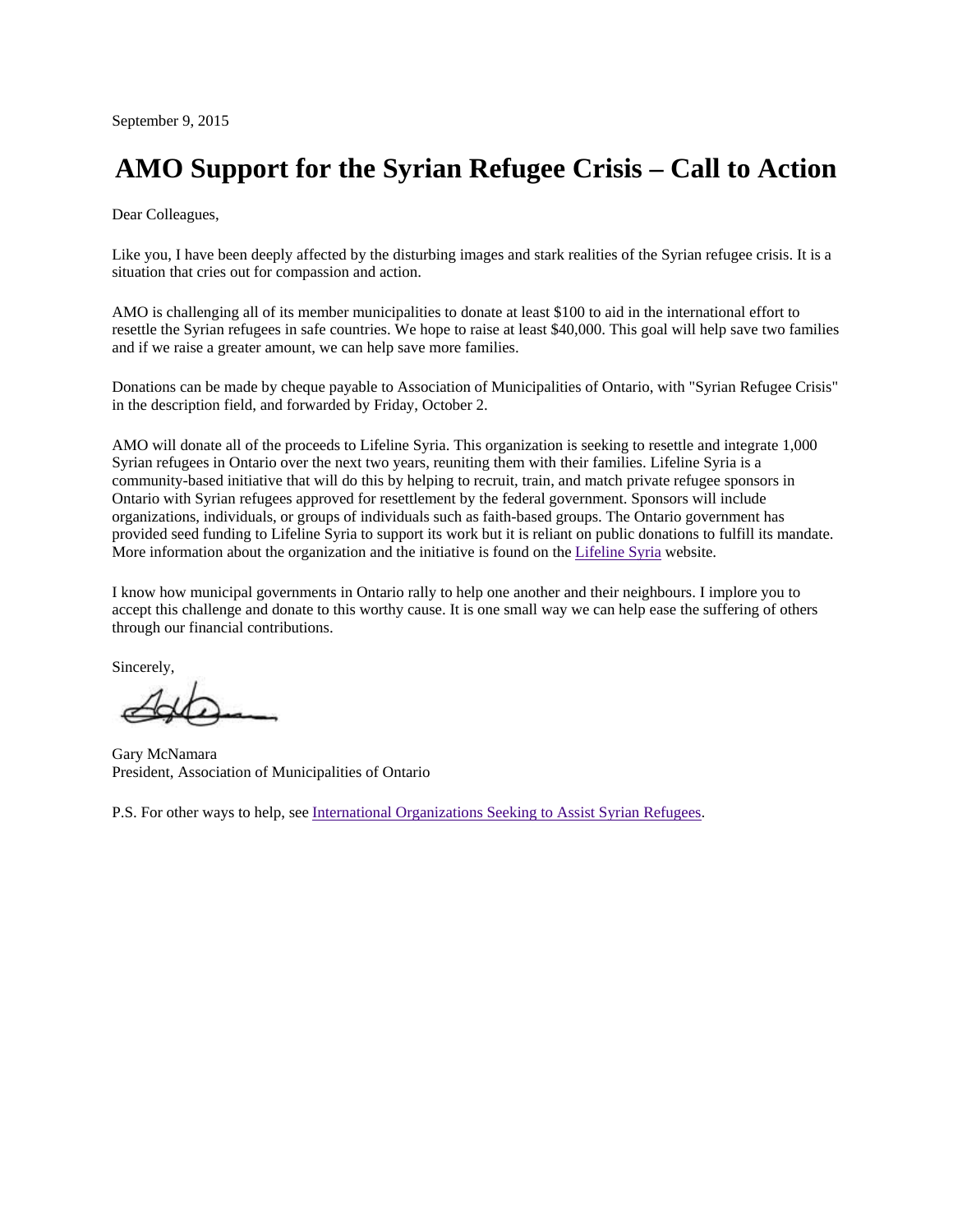September 9, 2015

# AMO Support for the Syrian Refugee Crisis – Call to Action

Dear Colleagues,

Like you, I have been deeply affected by the disturbing images and stark realities of the Syrian refugee crisis. It is a situation that cries out for compassion and action.

AMO is challenging all of its member municipalities to donate at least $100 to aid in the international effort to resettle the Syrian refugees in safe countries. We hope to raise at least $40,000. This goal will help save two families and if we raise a greater amount, we can help save more families.

Donations can be made by cheque payable to Association of Municipalities of Ontario, with "Syrian Refugee Crisis" in the description field, and forwarded by Friday, October 2.

AMO will donate all of the proceeds to Lifeline Syria. This organization is seeking to resettle and integrate 1,000 Syrian refugees in Ontario over the next two years, reuniting them with their families. Lifeline Syria is a community-based initiative that will do this by helping to recruit, train, and match private refugee sponsors in Ontario with Syrian refugees approved for resettlement by the federal government. Sponsors will include organizations, individuals, or groups of individuals such as faith-based groups. The Ontario government has provided seed funding to Lifeline Syria to support its work but it is reliant on public donations to fulfill its mandate. More information about the organization and the initiative is found on the Lifeline Syria website.

I know how municipal governments in Ontario rally to help one another and their neighbours. I implore you to accept this challenge and donate to this worthy cause. It is one small way we can help ease the suffering of others through our financial contributions.

Sincerely,

Gary McNamara
President, Association of Municipalities of Ontario

P.S. For other ways to help, see International Organizations Seeking to Assist Syrian Refugees.